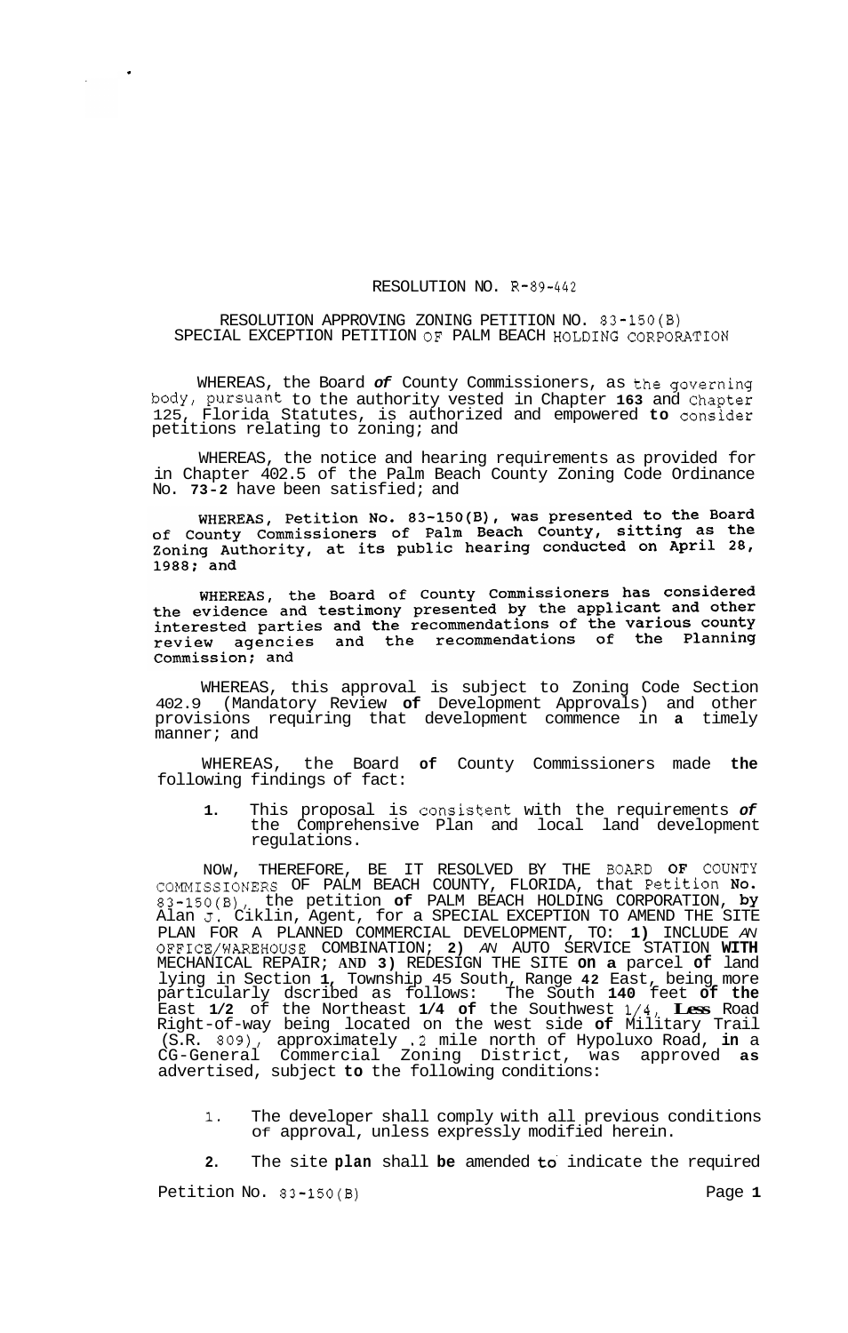RESOLUTION NO. R-89-442

RESOLUTION APPROVING ZONING PETITION NO. 83-150(B)
SPECIAL EXCEPTION PETITION OF PALM BEACH HOLDING CORPORATION

WHEREAS, the Board of County Commissioners, as the governing body, pursuant to the authority vested in Chapter 163 and Chapter 125, Florida Statutes, is authorized and empowered to consider petitions relating to zoning; and

WHEREAS, the notice and hearing requirements as provided for in Chapter 402.5 of the Palm Beach County Zoning Code Ordinance No. 73-2 have been satisfied; and

WHEREAS, Petition No. 83-150(B), was presented to the Board of County Commissioners of Palm Beach County, sitting as the Zoning Authority, at its public hearing conducted on April 28, 1988; and

WHEREAS, the Board of County Commissioners has considered the evidence and testimony presented by the applicant and other interested parties and the recommendations of the various county review agencies and the recommendations of the Planning Commission; and

WHEREAS, this approval is subject to Zoning Code Section 402.9 (Mandatory Review of Development Approvals) and other provisions requiring that development commence in a timely manner; and

WHEREAS, the Board of County Commissioners made the following findings of fact:

1. This proposal is consistent with the requirements of the Comprehensive Plan and local land development regulations.

NOW, THEREFORE, BE IT RESOLVED BY THE BOARD OF COUNTY COMMISSIONERS OF PALM BEACH COUNTY, FLORIDA, that Petition No. 83-150(B), the petition of PALM BEACH HOLDING CORPORATION, by Alan J. Ciklin, Agent, for a SPECIAL EXCEPTION TO AMEND THE SITE PLAN FOR A PLANNED COMMERCIAL DEVELOPMENT, TO: 1) INCLUDE AN OFFICE/WAREHOUSE COMBINATION; 2) AN AUTO SERVICE STATION WITH MECHANICAL REPAIR; AND 3) REDESIGN THE SITE on a parcel of land lying in Section 1, Township 45 South, Range 42 East, being more particularly dscribed as follows: The South 140 feet of the East 1/2 of the Northeast 1/4 of the Southwest 1/4, Less Road Right-of-way being located on the west side of Military Trail (S.R. 809), approximately .2 mile north of Hypoluxo Road, in a CG-General Commercial Zoning District, was approved as advertised, subject to the following conditions:

1. The developer shall comply with all previous conditions of approval, unless expressly modified herein.

2. The site plan shall be amended to indicate the required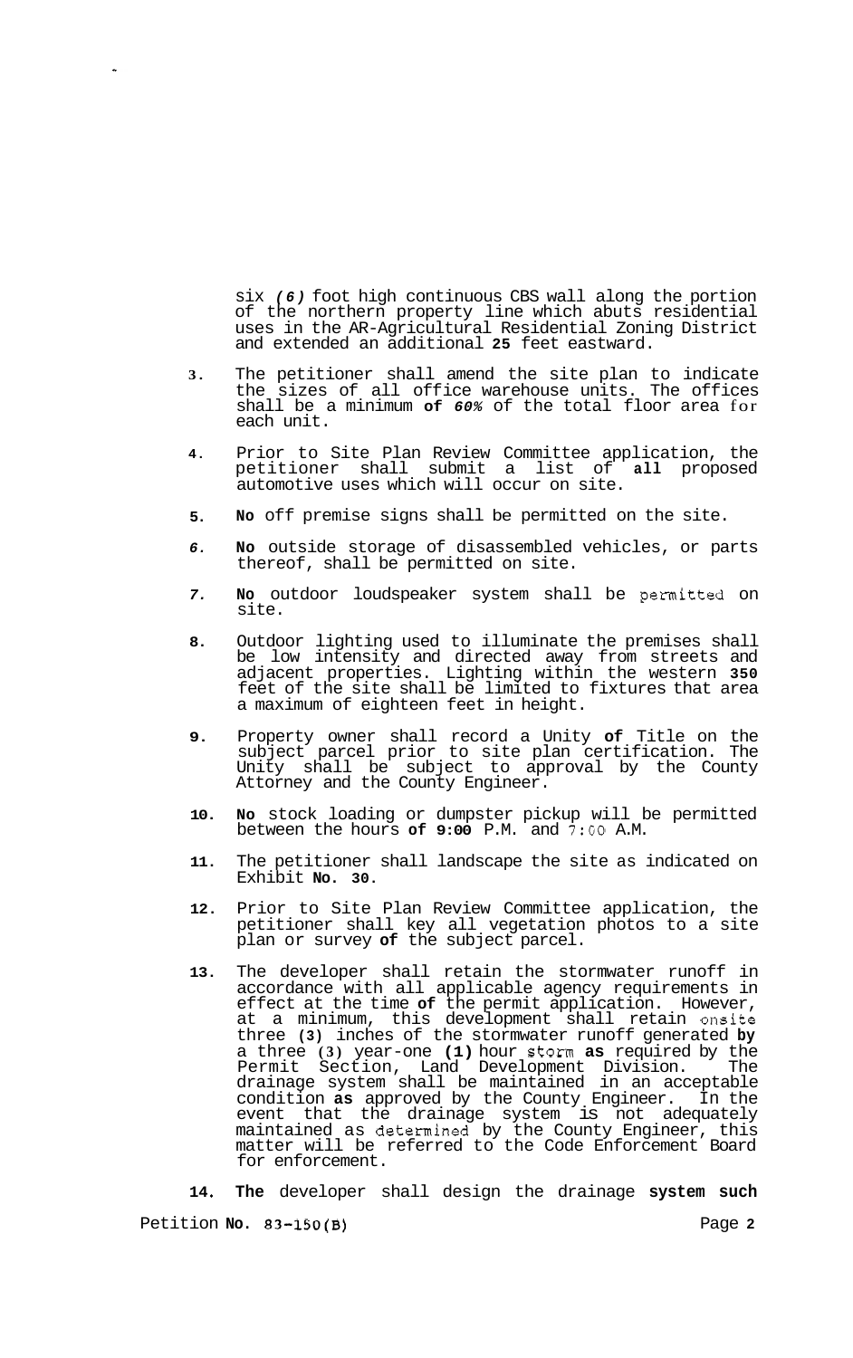six *(6)* foot high continuous CBS wall along the portion of the northern property line which abuts residential uses in the AR-Agricultural Residential Zoning District and extended an additional **25** feet eastward.

3. The petitioner shall amend the site plan to indicate the sizes of all office warehouse units. The offices shall be a minimum **of** *60%* of the total floor area for each unit.

4. Prior to Site Plan Review Committee application, the petitioner shall submit a list of **all** proposed automotive uses which will occur on site.

5. **No** off premise signs shall be permitted on the site.

6. **No** outside storage of disassembled vehicles, or parts thereof, shall be permitted on site.

7. **No** outdoor loudspeaker system shall be permitted on site.

8. Outdoor lighting used to illuminate the premises shall be low intensity and directed away from streets and adjacent properties. Lighting within the western **350** feet of the site shall be limited to fixtures that area a maximum of eighteen feet in height.

9. Property owner shall record a Unity **of** Title on the subject parcel prior to site plan certification. The Unity shall be subject to approval by the County Attorney and the County Engineer.

10. **No** stock loading or dumpster pickup will be permitted between the hours **of 9:00** P.M. and 7:00 A.M.

11. The petitioner shall landscape the site as indicated on Exhibit **No. 30**.

12. Prior to Site Plan Review Committee application, the petitioner shall key all vegetation photos to a site plan or survey **of** the subject parcel.

13. The developer shall retain the stormwater runoff in accordance with all applicable agency requirements in effect at the time **of** the permit application. However, at a minimum, this development shall retain onsite three **(3)** inches of the stormwater runoff generated **by** a three **(3)** year-one **(1)** hour storm **as** required by the Permit Section, Land Development Division. The drainage system shall be maintained in an acceptable condition **as** approved by the County Engineer. In the event that the drainage system is not adequately maintained as determined by the County Engineer, this matter will be referred to the Code Enforcement Board for enforcement.

14. **The** developer shall design the drainage **system such**

Petition **No. 83-150(B)**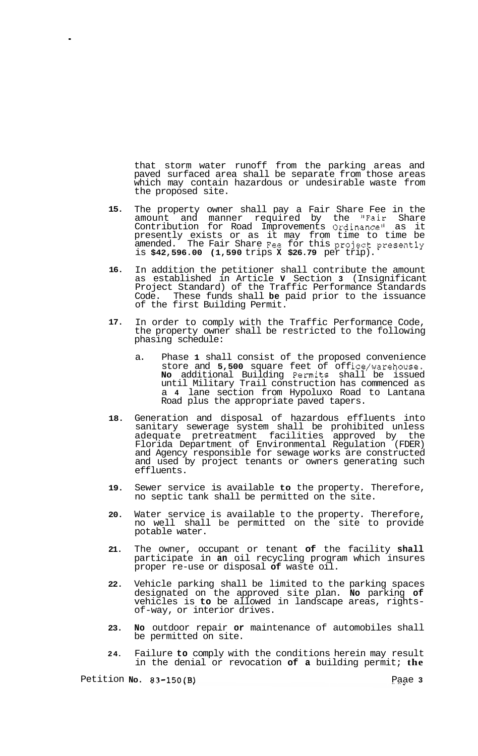that storm water runoff from the parking areas and paved surfaced area shall be separate from those areas which may contain hazardous or undesirable waste from the proposed site.

15. The property owner shall pay a Fair Share Fee in the amount and manner required by the "Fair Share Contribution for Road Improvements Ordinance" as it presently exists or as it may from time to time be amended. The Fair Share Fee for this project presently is **$42,596.00 (1,590** trips **X $26.79** per trip).

16. In addition the petitioner shall contribute the amount as established in Article **V** Section **3** (Insignificant Project Standard) of the Traffic Performance Standards Code. These funds shall **be** paid prior to the issuance of the first Building Permit.

17. In order to comply with the Traffic Performance Code, the property owner shall be restricted to the following phasing schedule:

    a. Phase **1** shall consist of the proposed convenience store and **5,500** square feet of office/warehouse. **No** additional Building Permits shall be issued until Military Trail construction has commenced as a **4** lane section from Hypoluxo Road to Lantana Road plus the appropriate paved tapers.

18. Generation and disposal of hazardous effluents into sanitary sewerage system shall be prohibited unless adequate pretreatment facilities approved by the Florida Department of Environmental Regulation (FDER) and Agency responsible for sewage works are constructed and used by project tenants or owners generating such effluents.

19. Sewer service is available **to** the property. Therefore, no septic tank shall be permitted on the site.

20. Water service is available to the property. Therefore, no well shall be permitted on the site to provide potable water.

21. The owner, occupant or tenant **of** the facility **shall** participate in **an** oil recycling program which insures proper re-use or disposal **of** waste oil.

22. Vehicle parking shall be limited to the parking spaces designated on the approved site plan. **No** parking **of** vehicles is **to** be allowed in landscape areas, rights-of-way, or interior drives.

23. **No** outdoor repair **or** maintenance of automobiles shall be permitted on site.

24. Failure **to** comply with the conditions herein may result in the denial or revocation **of a** building permit; **the**

Petition **No. 83-150(B)**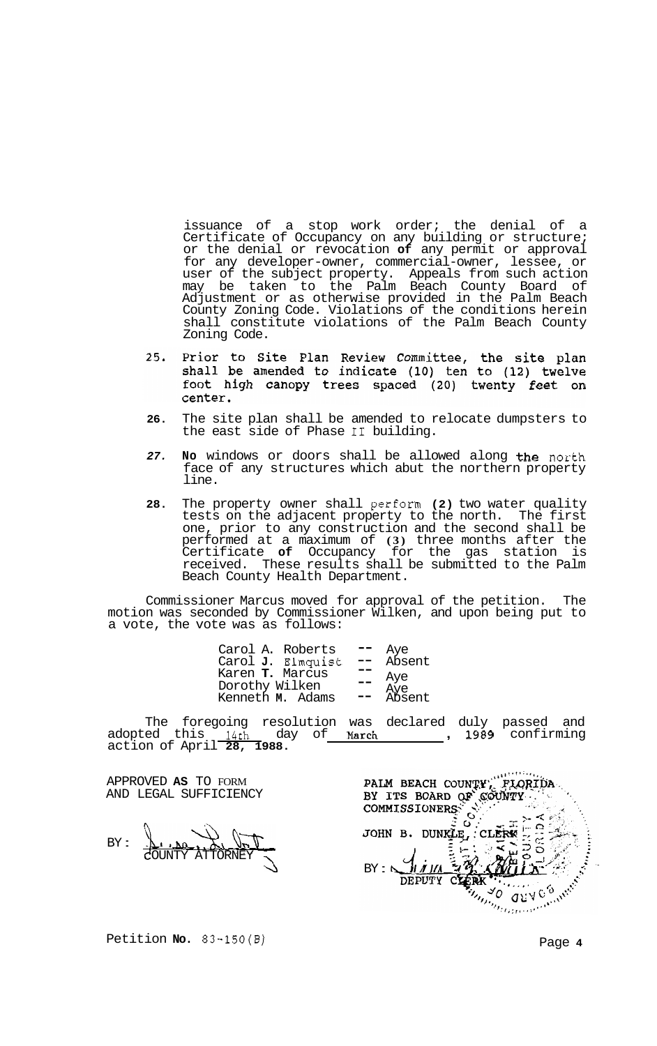issuance of a stop work order; the denial of a Certificate of Occupancy on any building or structure; or the denial or revocation of any permit or approval for any developer-owner, commercial-owner, lessee, or user of the subject property. Appeals from such action may be taken to the Palm Beach County Board of Adjustment or as otherwise provided in the Palm Beach County Zoning Code. Violations of the conditions herein shall constitute violations of the Palm Beach County Zoning Code.

25. Prior to Site Plan Review Committee, the site plan shall be amended to indicate (10) ten to (12) twelve foot high canopy trees spaced (20) twenty feet on center.

26. The site plan shall be amended to relocate dumpsters to the east side of Phase II building.

27. No windows or doors shall be allowed along the north face of any structures which abut the northern property line.

28. The property owner shall perform (2) two water quality tests on the adjacent property to the north. The first one, prior to any construction and the second shall be performed at a maximum of (3) three months after the Certificate of Occupancy for the gas station is received. These results shall be submitted to the Palm Beach County Health Department.

Commissioner Marcus moved for approval of the petition. The motion was seconded by Commissioner Wilken, and upon being put to a vote, the vote was as follows:

| | | |
|---|---|---|
| Carol A. Roberts | -- | Aye |
| Carol J. Elmquist | -- | Absent |
| Karen T. Marcus | -- | Aye |
| Dorothy Wilken | -- | Aye |
| Kenneth M. Adams | -- | Absent |

The foregoing resolution was declared duly passed and adopted this 14th day of March, 1989 confirming action of April 28, 1988.

APPROVED AS TO FORM AND LEGAL SUFFICIENCY

BY: COUNTY ATTORNEY

PALM BEACH COUNTY, FLORIDA BY ITS BOARD OF COUNTY COMMISSIONERS

JOHN B. DUNKLE, CLERK

BY: DEPUTY CLERK

Petition No. 83-150(B)